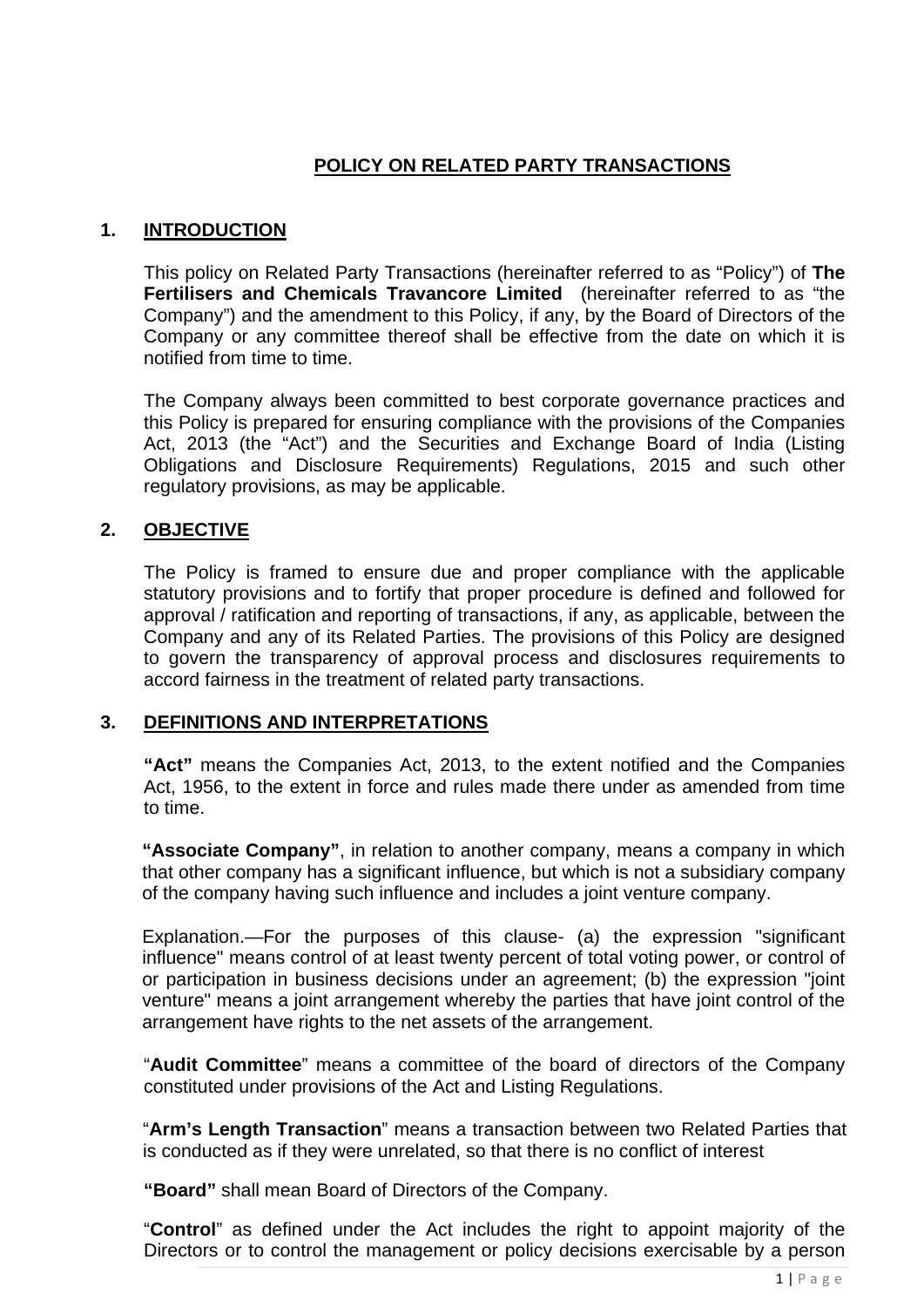# POLICY ON RELATED PARTY TRANSACTIONS

## 1. INTRODUCTION

This policy on Related Party Transactions (hereinafter referred to as "Policy") of **The Fertilisers and Chemicals Travancore Limited** (hereinafter referred to as "the Company") and the amendment to this Policy, if any, by the Board of Directors of the Company or any committee thereof shall be effective from the date on which it is notified from time to time.

The Company always been committed to best corporate governance practices and this Policy is prepared for ensuring compliance with the provisions of the Companies Act, 2013 (the "Act") and the Securities and Exchange Board of India (Listing Obligations and Disclosure Requirements) Regulations, 2015 and such other regulatory provisions, as may be applicable.

## 2. OBJECTIVE

The Policy is framed to ensure due and proper compliance with the applicable statutory provisions and to fortify that proper procedure is defined and followed for approval / ratification and reporting of transactions, if any, as applicable, between the Company and any of its Related Parties. The provisions of this Policy are designed to govern the transparency of approval process and disclosures requirements to accord fairness in the treatment of related party transactions.

## 3. DEFINITIONS AND INTERPRETATIONS

**"Act"** means the Companies Act, 2013, to the extent notified and the Companies Act, 1956, to the extent in force and rules made there under as amended from time to time.

**"Associate Company"**, in relation to another company, means a company in which that other company has a significant influence, but which is not a subsidiary company of the company having such influence and includes a joint venture company.

Explanation.—For the purposes of this clause- (a) the expression "significant influence" means control of at least twenty percent of total voting power, or control of or participation in business decisions under an agreement; (b) the expression "joint venture" means a joint arrangement whereby the parties that have joint control of the arrangement have rights to the net assets of the arrangement.

"**Audit Committee**" means a committee of the board of directors of the Company constituted under provisions of the Act and Listing Regulations.

"**Arm's Length Transaction**" means a transaction between two Related Parties that is conducted as if they were unrelated, so that there is no conflict of interest

**"Board"** shall mean Board of Directors of the Company.

"**Control**" as defined under the Act includes the right to appoint majority of the Directors or to control the management or policy decisions exercisable by a person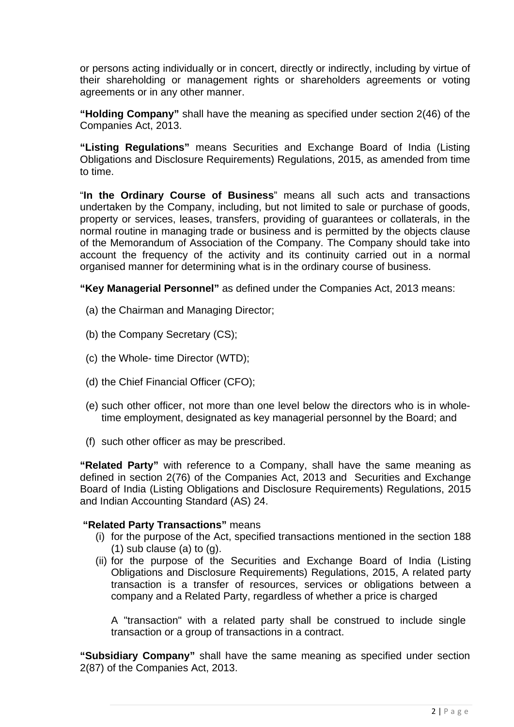or persons acting individually or in concert, directly or indirectly, including by virtue of their shareholding or management rights or shareholders agreements or voting agreements or in any other manner.

**"Holding Company"** shall have the meaning as specified under section 2(46) of the Companies Act, 2013.

**"Listing Regulations"** means Securities and Exchange Board of India (Listing Obligations and Disclosure Requirements) Regulations, 2015, as amended from time to time.

"**In the Ordinary Course of Business**" means all such acts and transactions undertaken by the Company, including, but not limited to sale or purchase of goods, property or services, leases, transfers, providing of guarantees or collaterals, in the normal routine in managing trade or business and is permitted by the objects clause of the Memorandum of Association of the Company. The Company should take into account the frequency of the activity and its continuity carried out in a normal organised manner for determining what is in the ordinary course of business.

**"Key Managerial Personnel"** as defined under the Companies Act, 2013 means:

(a) the Chairman and Managing Director;

(b) the Company Secretary (CS);

(c) the Whole- time Director (WTD);

(d) the Chief Financial Officer (CFO);

(e) such other officer, not more than one level below the directors who is in whole-time employment, designated as key managerial personnel by the Board; and

(f) such other officer as may be prescribed.

**"Related Party"** with reference to a Company, shall have the same meaning as defined in section 2(76) of the Companies Act, 2013 and Securities and Exchange Board of India (Listing Obligations and Disclosure Requirements) Regulations, 2015 and Indian Accounting Standard (AS) 24.

**"Related Party Transactions"** means

(i) for the purpose of the Act, specified transactions mentioned in the section 188 (1) sub clause (a) to (g).

(ii) for the purpose of the Securities and Exchange Board of India (Listing Obligations and Disclosure Requirements) Regulations, 2015, A related party transaction is a transfer of resources, services or obligations between a company and a Related Party, regardless of whether a price is charged

A "transaction" with a related party shall be construed to include single transaction or a group of transactions in a contract.

**"Subsidiary Company"** shall have the same meaning as specified under section 2(87) of the Companies Act, 2013.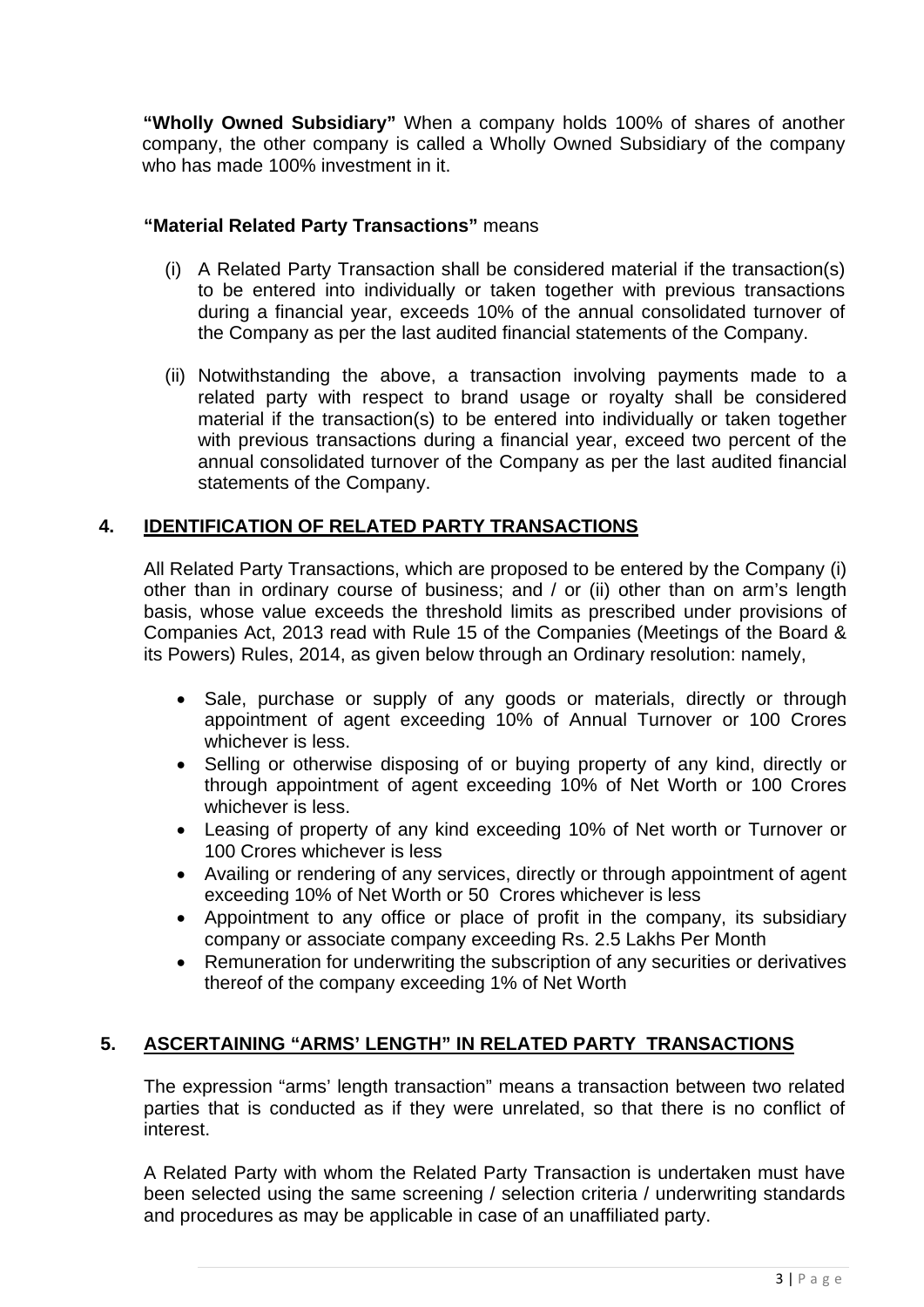**"Wholly Owned Subsidiary"** When a company holds 100% of shares of another company, the other company is called a Wholly Owned Subsidiary of the company who has made 100% investment in it.

**"Material Related Party Transactions"** means

(i) A Related Party Transaction shall be considered material if the transaction(s) to be entered into individually or taken together with previous transactions during a financial year, exceeds 10% of the annual consolidated turnover of the Company as per the last audited financial statements of the Company.

(ii) Notwithstanding the above, a transaction involving payments made to a related party with respect to brand usage or royalty shall be considered material if the transaction(s) to be entered into individually or taken together with previous transactions during a financial year, exceed two percent of the annual consolidated turnover of the Company as per the last audited financial statements of the Company.

## 4. IDENTIFICATION OF RELATED PARTY TRANSACTIONS

All Related Party Transactions, which are proposed to be entered by the Company (i) other than in ordinary course of business; and / or (ii) other than on arm's length basis, whose value exceeds the threshold limits as prescribed under provisions of Companies Act, 2013 read with Rule 15 of the Companies (Meetings of the Board & its Powers) Rules, 2014, as given below through an Ordinary resolution: namely,

- Sale, purchase or supply of any goods or materials, directly or through appointment of agent exceeding 10% of Annual Turnover or 100 Crores whichever is less.
- Selling or otherwise disposing of or buying property of any kind, directly or through appointment of agent exceeding 10% of Net Worth or 100 Crores whichever is less.
- Leasing of property of any kind exceeding 10% of Net worth or Turnover or 100 Crores whichever is less
- Availing or rendering of any services, directly or through appointment of agent exceeding 10% of Net Worth or 50 Crores whichever is less
- Appointment to any office or place of profit in the company, its subsidiary company or associate company exceeding Rs. 2.5 Lakhs Per Month
- Remuneration for underwriting the subscription of any securities or derivatives thereof of the company exceeding 1% of Net Worth

## 5. ASCERTAINING "ARMS' LENGTH" IN RELATED PARTY TRANSACTIONS

The expression "arms' length transaction" means a transaction between two related parties that is conducted as if they were unrelated, so that there is no conflict of interest.

A Related Party with whom the Related Party Transaction is undertaken must have been selected using the same screening / selection criteria / underwriting standards and procedures as may be applicable in case of an unaffiliated party.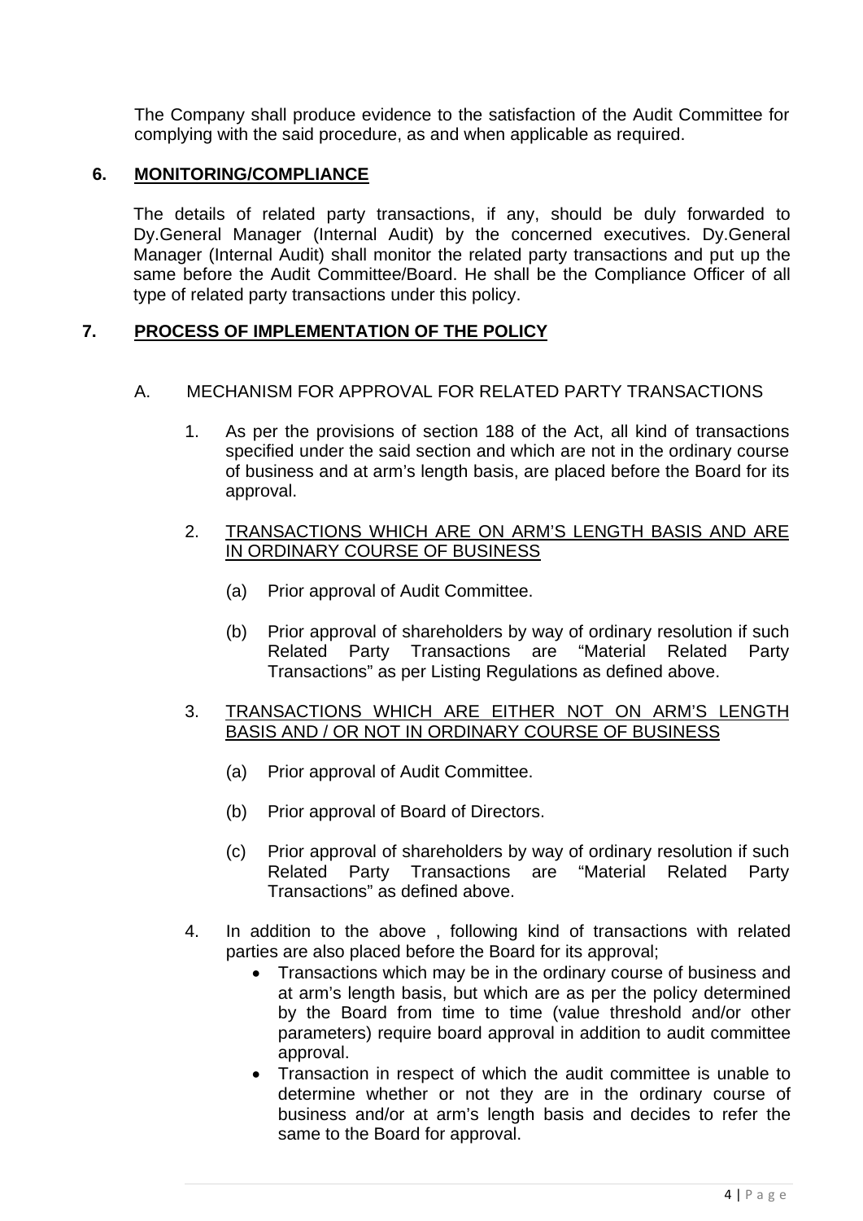The Company shall produce evidence to the satisfaction of the Audit Committee for complying with the said procedure, as and when applicable as required.

## 6. MONITORING/COMPLIANCE

The details of related party transactions, if any, should be duly forwarded to Dy.General Manager (Internal Audit) by the concerned executives. Dy.General Manager (Internal Audit) shall monitor the related party transactions and put up the same before the Audit Committee/Board. He shall be the Compliance Officer of all type of related party transactions under this policy.

## 7. PROCESS OF IMPLEMENTATION OF THE POLICY

A. MECHANISM FOR APPROVAL FOR RELATED PARTY TRANSACTIONS

1. As per the provisions of section 188 of the Act, all kind of transactions specified under the said section and which are not in the ordinary course of business and at arm's length basis, are placed before the Board for its approval.

2. TRANSACTIONS WHICH ARE ON ARM'S LENGTH BASIS AND ARE IN ORDINARY COURSE OF BUSINESS

   (a) Prior approval of Audit Committee.

   (b) Prior approval of shareholders by way of ordinary resolution if such Related Party Transactions are "Material Related Party Transactions" as per Listing Regulations as defined above.

3. TRANSACTIONS WHICH ARE EITHER NOT ON ARM'S LENGTH BASIS AND / OR NOT IN ORDINARY COURSE OF BUSINESS

   (a) Prior approval of Audit Committee.

   (b) Prior approval of Board of Directors.

   (c) Prior approval of shareholders by way of ordinary resolution if such Related Party Transactions are "Material Related Party Transactions" as defined above.

4. In addition to the above , following kind of transactions with related parties are also placed before the Board for its approval;
   - Transactions which may be in the ordinary course of business and at arm's length basis, but which are as per the policy determined by the Board from time to time (value threshold and/or other parameters) require board approval in addition to audit committee approval.
   - Transaction in respect of which the audit committee is unable to determine whether or not they are in the ordinary course of business and/or at arm's length basis and decides to refer the same to the Board for approval.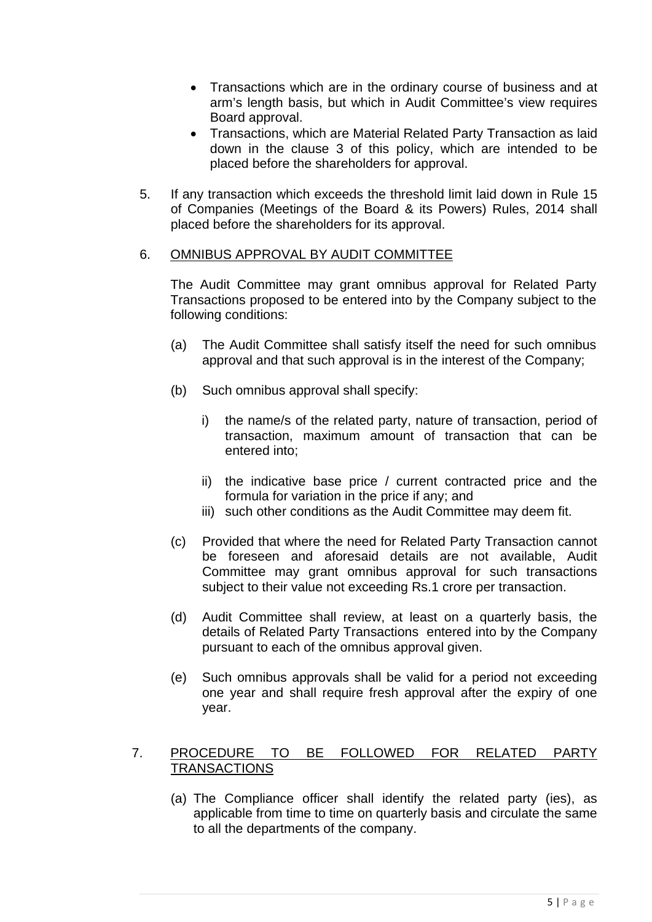- Transactions which are in the ordinary course of business and at arm's length basis, but which in Audit Committee's view requires Board approval.
- Transactions, which are Material Related Party Transaction as laid down in the clause 3 of this policy, which are intended to be placed before the shareholders for approval.

5. If any transaction which exceeds the threshold limit laid down in Rule 15 of Companies (Meetings of the Board & its Powers) Rules, 2014 shall placed before the shareholders for its approval.

6. <u>OMNIBUS APPROVAL BY AUDIT COMMITTEE</u>

   The Audit Committee may grant omnibus approval for Related Party Transactions proposed to be entered into by the Company subject to the following conditions:

   (a) The Audit Committee shall satisfy itself the need for such omnibus approval and that such approval is in the interest of the Company;

   (b) Such omnibus approval shall specify:

      i) the name/s of the related party, nature of transaction, period of transaction, maximum amount of transaction that can be entered into;

      ii) the indicative base price / current contracted price and the formula for variation in the price if any; and

      iii) such other conditions as the Audit Committee may deem fit.

   (c) Provided that where the need for Related Party Transaction cannot be foreseen and aforesaid details are not available, Audit Committee may grant omnibus approval for such transactions subject to their value not exceeding Rs.1 crore per transaction.

   (d) Audit Committee shall review, at least on a quarterly basis, the details of Related Party Transactions entered into by the Company pursuant to each of the omnibus approval given.

   (e) Such omnibus approvals shall be valid for a period not exceeding one year and shall require fresh approval after the expiry of one year.

7. <u>PROCEDURE TO BE FOLLOWED FOR RELATED PARTY TRANSACTIONS</u>

   (a) The Compliance officer shall identify the related party (ies), as applicable from time to time on quarterly basis and circulate the same to all the departments of the company.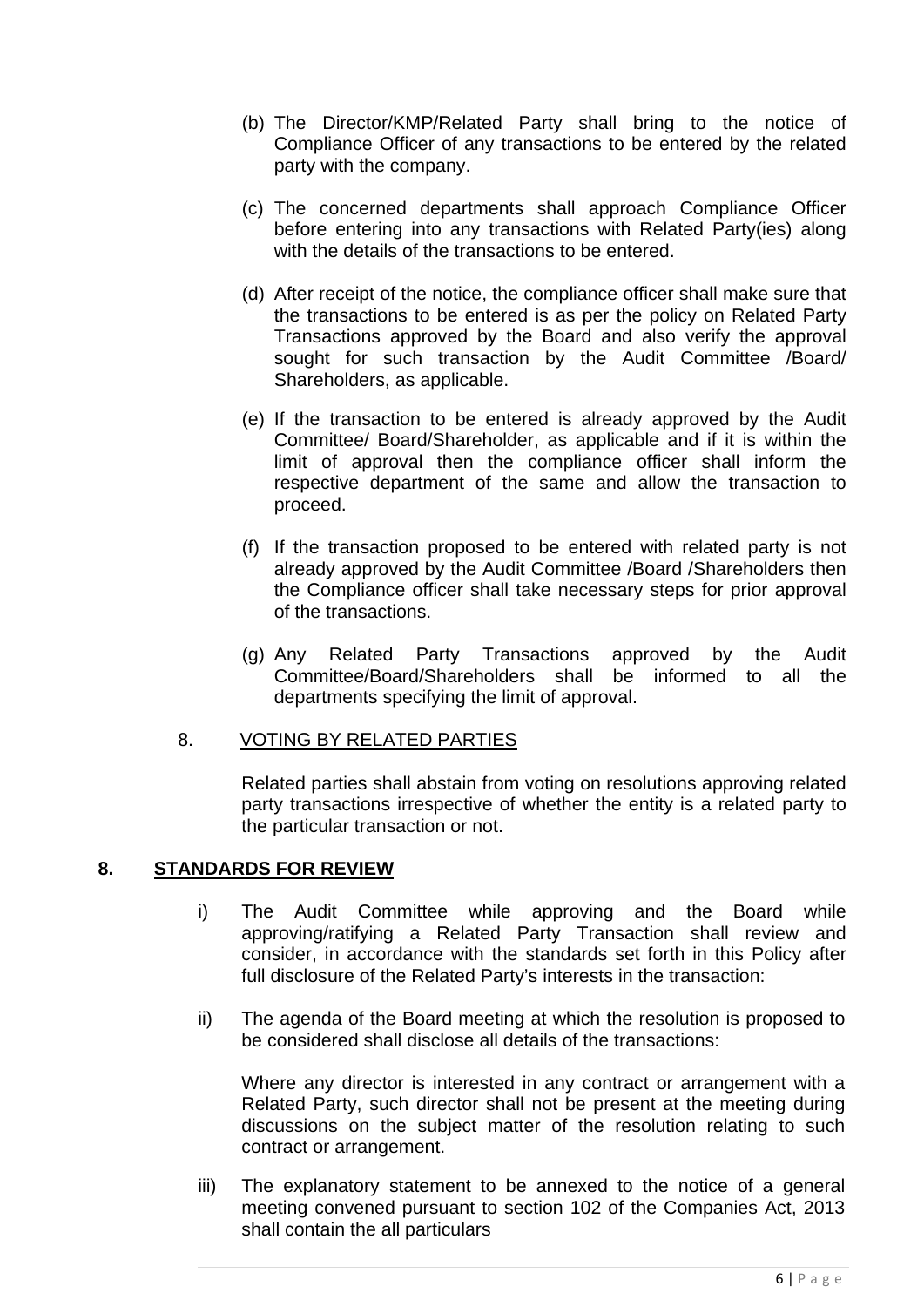(b) The Director/KMP/Related Party shall bring to the notice of Compliance Officer of any transactions to be entered by the related party with the company.

(c) The concerned departments shall approach Compliance Officer before entering into any transactions with Related Party(ies) along with the details of the transactions to be entered.

(d) After receipt of the notice, the compliance officer shall make sure that the transactions to be entered is as per the policy on Related Party Transactions approved by the Board and also verify the approval sought for such transaction by the Audit Committee /Board/ Shareholders, as applicable.

(e) If the transaction to be entered is already approved by the Audit Committee/ Board/Shareholder, as applicable and if it is within the limit of approval then the compliance officer shall inform the respective department of the same and allow the transaction to proceed.

(f) If the transaction proposed to be entered with related party is not already approved by the Audit Committee /Board /Shareholders then the Compliance officer shall take necessary steps for prior approval of the transactions.

(g) Any Related Party Transactions approved by the Audit Committee/Board/Shareholders shall be informed to all the departments specifying the limit of approval.

8. VOTING BY RELATED PARTIES

Related parties shall abstain from voting on resolutions approving related party transactions irrespective of whether the entity is a related party to the particular transaction or not.

## 8. STANDARDS FOR REVIEW

i) The Audit Committee while approving and the Board while approving/ratifying a Related Party Transaction shall review and consider, in accordance with the standards set forth in this Policy after full disclosure of the Related Party's interests in the transaction:

ii) The agenda of the Board meeting at which the resolution is proposed to be considered shall disclose all details of the transactions:

Where any director is interested in any contract or arrangement with a Related Party, such director shall not be present at the meeting during discussions on the subject matter of the resolution relating to such contract or arrangement.

iii) The explanatory statement to be annexed to the notice of a general meeting convened pursuant to section 102 of the Companies Act, 2013 shall contain the all particulars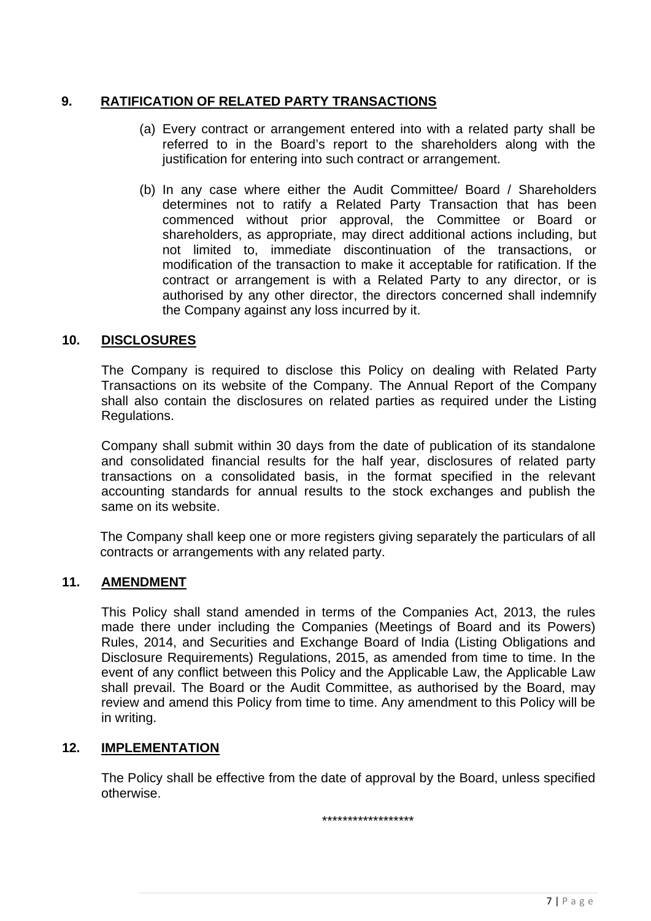## 9. RATIFICATION OF RELATED PARTY TRANSACTIONS

(a) Every contract or arrangement entered into with a related party shall be referred to in the Board's report to the shareholders along with the justification for entering into such contract or arrangement.

(b) In any case where either the Audit Committee/ Board / Shareholders determines not to ratify a Related Party Transaction that has been commenced without prior approval, the Committee or Board or shareholders, as appropriate, may direct additional actions including, but not limited to, immediate discontinuation of the transactions, or modification of the transaction to make it acceptable for ratification. If the contract or arrangement is with a Related Party to any director, or is authorised by any other director, the directors concerned shall indemnify the Company against any loss incurred by it.

## 10. DISCLOSURES

The Company is required to disclose this Policy on dealing with Related Party Transactions on its website of the Company. The Annual Report of the Company shall also contain the disclosures on related parties as required under the Listing Regulations.

Company shall submit within 30 days from the date of publication of its standalone and consolidated financial results for the half year, disclosures of related party transactions on a consolidated basis, in the format specified in the relevant accounting standards for annual results to the stock exchanges and publish the same on its website.

The Company shall keep one or more registers giving separately the particulars of all contracts or arrangements with any related party.

## 11. AMENDMENT

This Policy shall stand amended in terms of the Companies Act, 2013, the rules made there under including the Companies (Meetings of Board and its Powers) Rules, 2014, and Securities and Exchange Board of India (Listing Obligations and Disclosure Requirements) Regulations, 2015, as amended from time to time. In the event of any conflict between this Policy and the Applicable Law, the Applicable Law shall prevail. The Board or the Audit Committee, as authorised by the Board, may review and amend this Policy from time to time. Any amendment to this Policy will be in writing.

## 12. IMPLEMENTATION

The Policy shall be effective from the date of approval by the Board, unless specified otherwise.

******************